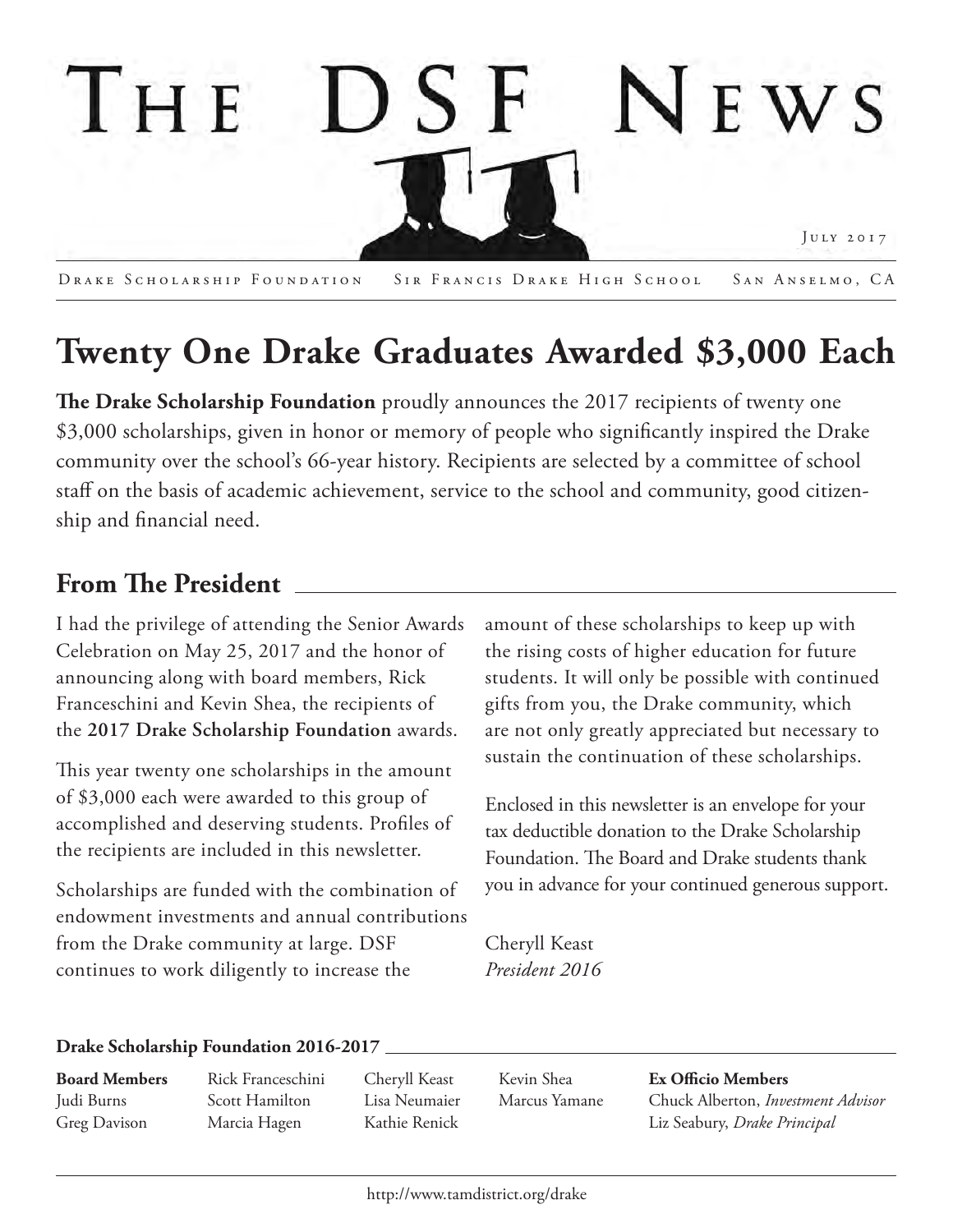# THE DSF NEWS

JULY 2017

DRAKE SCHOLARSHIP FOUNDATION SIR FRANCIS DRAKE HIGH SCHOOL SAN ANSELMO, CA

## Twenty One Drake Graduates Awarded $3,000 Each

**The Drake Scholarship Foundation** proudly announces the 2017 recipients of twenty one $3,000 scholarships, given in honor or memory of people who significantly inspired the Drake community over the school's 66-year history. Recipients are selected by a committee of school staff on the basis of academic achievement, service to the school and community, good citizenship and financial need.

## From The President

I had the privilege of attending the Senior Awards Celebration on May 25, 2017 and the honor of announcing along with board members, Rick Franceschini and Kevin Shea, the recipients of the **2017 Drake Scholarship Foundation** awards.

This year twenty one scholarships in the amount of $3,000 each were awarded to this group of accomplished and deserving students. Profiles of the recipients are included in this newsletter.

Scholarships are funded with the combination of endowment investments and annual contributions from the Drake community at large. DSF continues to work diligently to increase the amount of these scholarships to keep up with the rising costs of higher education for future students. It will only be possible with continued gifts from you, the Drake community, which are not only greatly appreciated but necessary to sustain the continuation of these scholarships.

Enclosed in this newsletter is an envelope for your tax deductible donation to the Drake Scholarship Foundation. The Board and Drake students thank you in advance for your continued generous support.

Cheryll Keast
*President 2016*

### Drake Scholarship Foundation 2016-2017

**Board Members**
Judi Burns
Greg Davison
Rick Franceschini
Scott Hamilton
Marcia Hagen
Cheryll Keast
Lisa Neumaier
Kathie Renick
Kevin Shea
Marcus Yamane

**Ex Officio Members**
Chuck Alberton, *Investment Advisor*
Liz Seabury, *Drake Principal*

http://www.tamdistrict.org/drake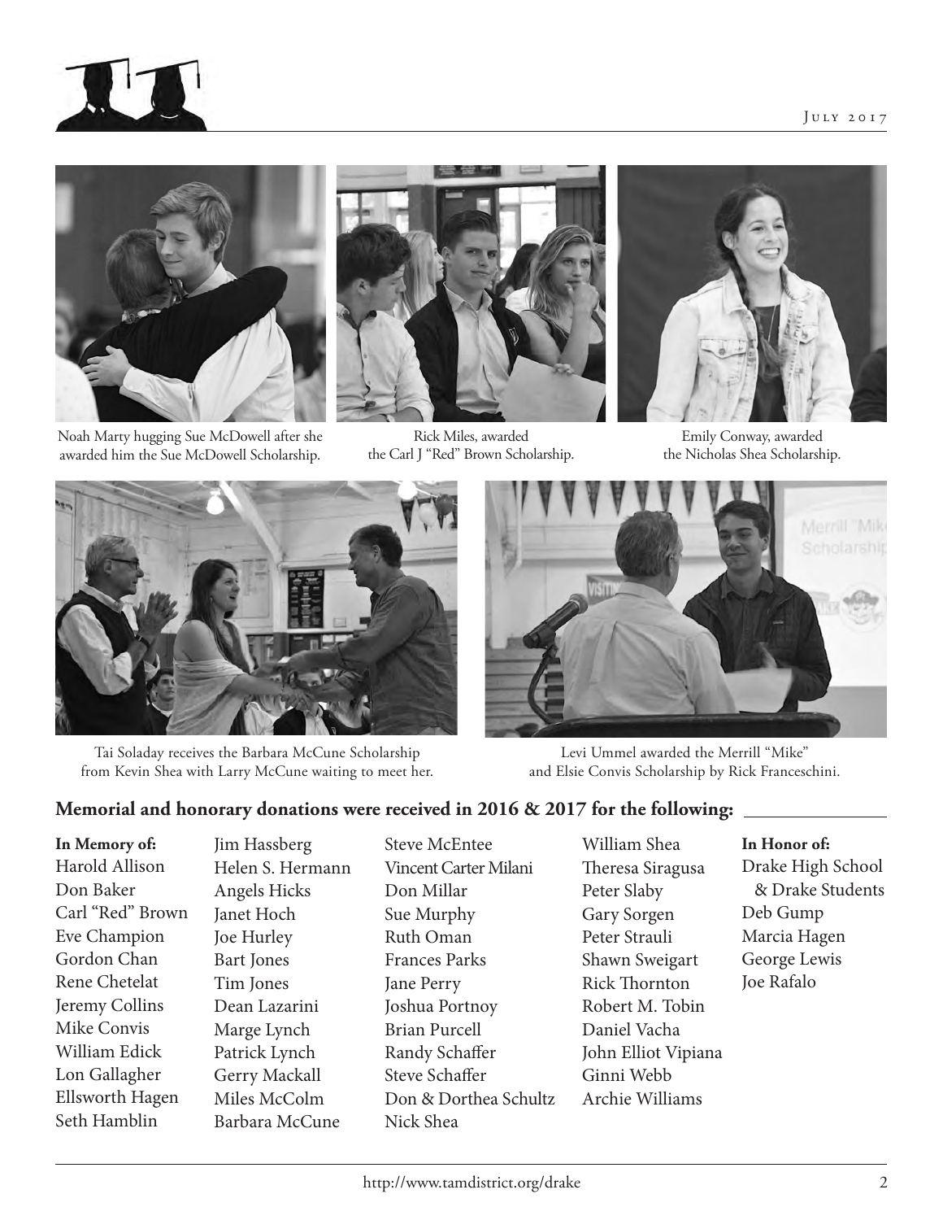Noah Marty hugging Sue McDowell after she awarded him the Sue McDowell Scholarship.

Rick Miles, awarded the Carl J "Red" Brown Scholarship.

Emily Conway, awarded the Nicholas Shea Scholarship.

Tai Soladay receives the Barbara McCune Scholarship from Kevin Shea with Larry McCune waiting to meet her.

Levi Ummel awarded the Merrill "Mike" and Elsie Convis Scholarship by Rick Franceschini.

## Memorial and honorary donations were received in 2016 & 2017 for the following:

**In Memory of:**

Harold Allison
Don Baker
Carl "Red" Brown
Eve Champion
Gordon Chan
Rene Chetelat
Jeremy Collins
Mike Convis
William Edick
Lon Gallagher
Ellsworth Hagen
Seth Hamblin
Jim Hassberg
Helen S. Hermann
Angels Hicks
Janet Hoch
Joe Hurley
Bart Jones
Tim Jones
Dean Lazarini
Marge Lynch
Patrick Lynch
Gerry Mackall
Miles McColm
Barbara McCune
Steve McEntee
Vincent Carter Milani
Don Millar
Sue Murphy
Ruth Oman
Frances Parks
Jane Perry
Joshua Portnoy
Brian Purcell
Randy Schaffer
Steve Schaffer
Don & Dorthea Schultz
Nick Shea
William Shea
Theresa Siragusa
Peter Slaby
Gary Sorgen
Peter Strauli
Shawn Sweigart
Rick Thornton
Robert M. Tobin
Daniel Vacha
John Elliot Vipiana
Ginni Webb
Archie Williams

**In Honor of:**

Drake High School & Drake Students
Deb Gump
Marcia Hagen
George Lewis
Joe Rafalo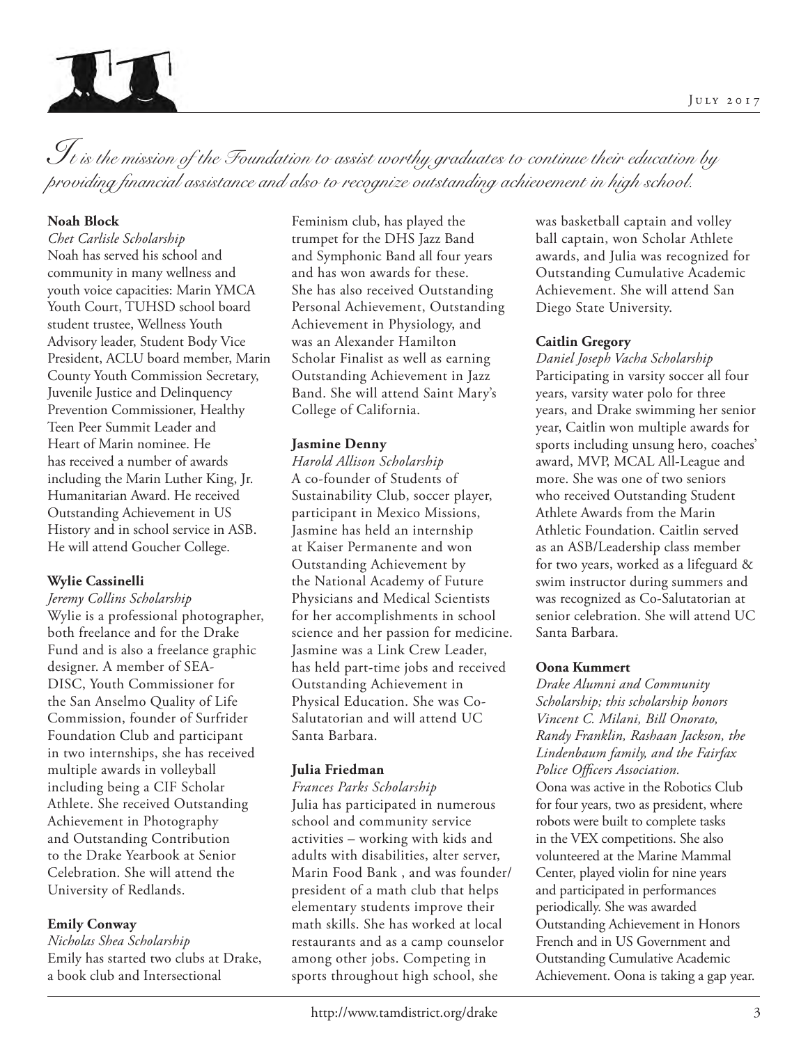*It is the mission of the Foundation to assist worthy graduates to continue their education by providing financial assistance and also to recognize outstanding achievement in high school.*

**Noah Block**
*Chet Carlisle Scholarship*
Noah has served his school and community in many wellness and youth voice capacities: Marin YMCA Youth Court, TUHSD school board student trustee, Wellness Youth Advisory leader, Student Body Vice President, ACLU board member, Marin County Youth Commission Secretary, Juvenile Justice and Delinquency Prevention Commissioner, Healthy Teen Peer Summit Leader and Heart of Marin nominee. He has received a number of awards including the Marin Luther King, Jr. Humanitarian Award. He received Outstanding Achievement in US History and in school service in ASB. He will attend Goucher College.

**Wylie Cassinelli**
*Jeremy Collins Scholarship*
Wylie is a professional photographer, both freelance and for the Drake Fund and is also a freelance graphic designer. A member of SEA-DISC, Youth Commissioner for the San Anselmo Quality of Life Commission, founder of Surfrider Foundation Club and participant in two internships, she has received multiple awards in volleyball including being a CIF Scholar Athlete. She received Outstanding Achievement in Photography and Outstanding Contribution to the Drake Yearbook at Senior Celebration. She will attend the University of Redlands.

**Emily Conway**
*Nicholas Shea Scholarship*
Emily has started two clubs at Drake, a book club and Intersectional Feminism club, has played the trumpet for the DHS Jazz Band and Symphonic Band all four years and has won awards for these. She has also received Outstanding Personal Achievement, Outstanding Achievement in Physiology, and was an Alexander Hamilton Scholar Finalist as well as earning Outstanding Achievement in Jazz Band. She will attend Saint Mary's College of California.

**Jasmine Denny**
*Harold Allison Scholarship*
A co-founder of Students of Sustainability Club, soccer player, participant in Mexico Missions, Jasmine has held an internship at Kaiser Permanente and won Outstanding Achievement by the National Academy of Future Physicians and Medical Scientists for her accomplishments in school science and her passion for medicine. Jasmine was a Link Crew Leader, has held part-time jobs and received Outstanding Achievement in Physical Education. She was Co-Salutatorian and will attend UC Santa Barbara.

**Julia Friedman**
*Frances Parks Scholarship*
Julia has participated in numerous school and community service activities – working with kids and adults with disabilities, alter server, Marin Food Bank , and was founder/president of a math club that helps elementary students improve their math skills. She has worked at local restaurants and as a camp counselor among other jobs. Competing in sports throughout high school, she was basketball captain and volley ball captain, won Scholar Athlete awards, and Julia was recognized for Outstanding Cumulative Academic Achievement. She will attend San Diego State University.

**Caitlin Gregory**
*Daniel Joseph Vacha Scholarship*
Participating in varsity soccer all four years, varsity water polo for three years, and Drake swimming her senior year, Caitlin won multiple awards for sports including unsung hero, coaches' award, MVP, MCAL All-League and more. She was one of two seniors who received Outstanding Student Athlete Awards from the Marin Athletic Foundation. Caitlin served as an ASB/Leadership class member for two years, worked as a lifeguard & swim instructor during summers and was recognized as Co-Salutatorian at senior celebration. She will attend UC Santa Barbara.

**Oona Kummert**
*Drake Alumni and Community Scholarship; this scholarship honors Vincent C. Milani, Bill Onorato, Randy Franklin, Rashaan Jackson, the Lindenbaum family, and the Fairfax Police Officers Association.*
Oona was active in the Robotics Club for four years, two as president, where robots were built to complete tasks in the VEX competitions. She also volunteered at the Marine Mammal Center, played violin for nine years and participated in performances periodically. She was awarded Outstanding Achievement in Honors French and in US Government and Outstanding Cumulative Academic Achievement. Oona is taking a gap year.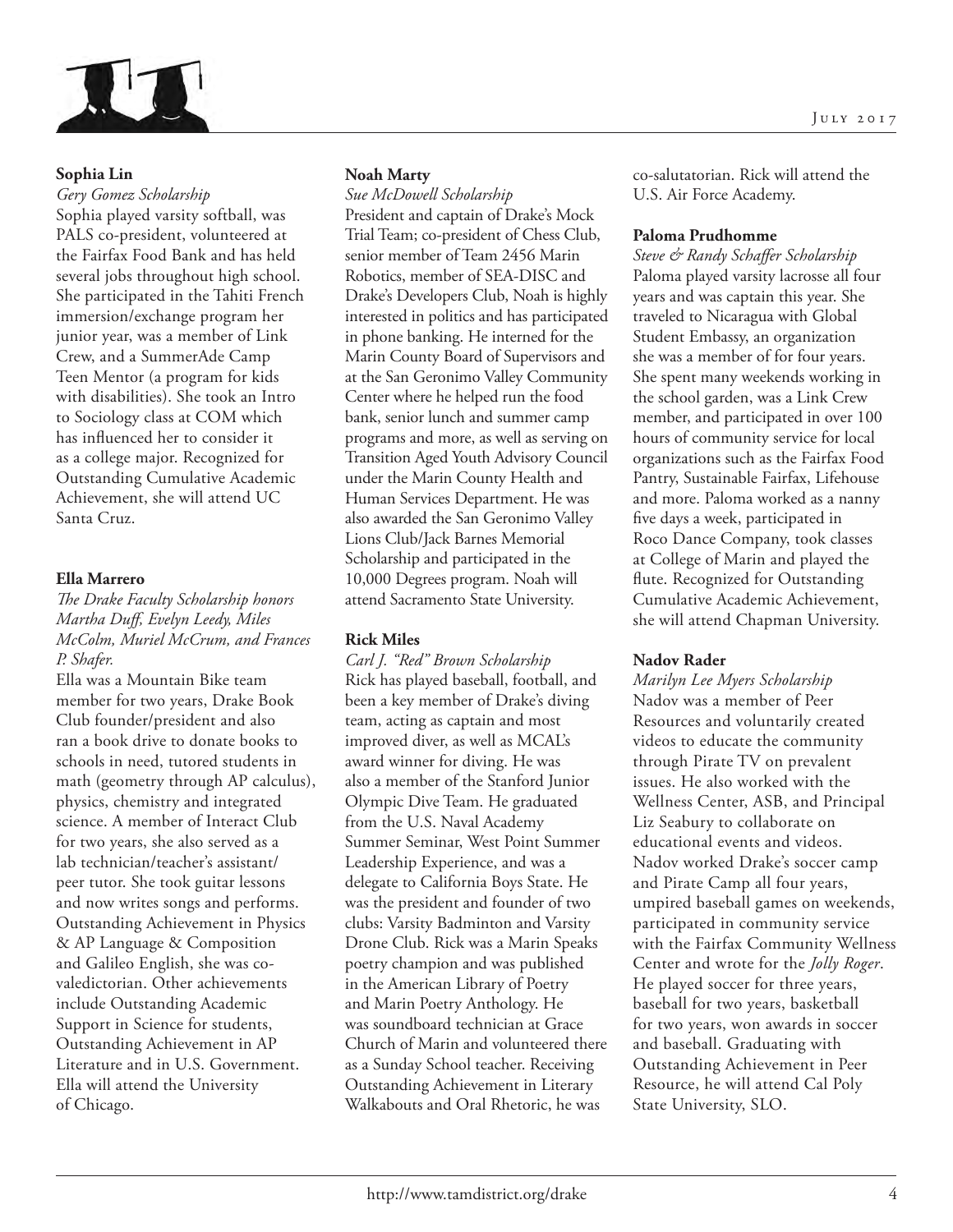**Sophia Lin**

*Gery Gomez Scholarship*

Sophia played varsity softball, was PALS co-president, volunteered at the Fairfax Food Bank and has held several jobs throughout high school. She participated in the Tahiti French immersion/exchange program her junior year, was a member of Link Crew, and a SummerAde Camp Teen Mentor (a program for kids with disabilities). She took an Intro to Sociology class at COM which has influenced her to consider it as a college major. Recognized for Outstanding Cumulative Academic Achievement, she will attend UC Santa Cruz.

**Ella Marrero**

*The Drake Faculty Scholarship honors Martha Duff, Evelyn Leedy, Miles McColm, Muriel McCrum, and Frances P. Shafer.*

Ella was a Mountain Bike team member for two years, Drake Book Club founder/president and also ran a book drive to donate books to schools in need, tutored students in math (geometry through AP calculus), physics, chemistry and integrated science. A member of Interact Club for two years, she also served as a lab technician/teacher's assistant/peer tutor. She took guitar lessons and now writes songs and performs. Outstanding Achievement in Physics & AP Language & Composition and Galileo English, she was co-valedictorian. Other achievements include Outstanding Academic Support in Science for students, Outstanding Achievement in AP Literature and in U.S. Government. Ella will attend the University of Chicago.

**Noah Marty**

*Sue McDowell Scholarship*

President and captain of Drake's Mock Trial Team; co-president of Chess Club, senior member of Team 2456 Marin Robotics, member of SEA-DISC and Drake's Developers Club, Noah is highly interested in politics and has participated in phone banking. He interned for the Marin County Board of Supervisors and at the San Geronimo Valley Community Center where he helped run the food bank, senior lunch and summer camp programs and more, as well as serving on Transition Aged Youth Advisory Council under the Marin County Health and Human Services Department. He was also awarded the San Geronimo Valley Lions Club/Jack Barnes Memorial Scholarship and participated in the 10,000 Degrees program. Noah will attend Sacramento State University.

**Rick Miles**

*Carl J. "Red" Brown Scholarship*

Rick has played baseball, football, and been a key member of Drake's diving team, acting as captain and most improved diver, as well as MCAL's award winner for diving. He was also a member of the Stanford Junior Olympic Dive Team. He graduated from the U.S. Naval Academy Summer Seminar, West Point Summer Leadership Experience, and was a delegate to California Boys State. He was the president and founder of two clubs: Varsity Badminton and Varsity Drone Club. Rick was a Marin Speaks poetry champion and was published in the American Library of Poetry and Marin Poetry Anthology. He was soundboard technician at Grace Church of Marin and volunteered there as a Sunday School teacher. Receiving Outstanding Achievement in Literary Walkabouts and Oral Rhetoric, he was co-salutatorian. Rick will attend the U.S. Air Force Academy.

**Paloma Prudhomme**

*Steve & Randy Schaffer Scholarship*

Paloma played varsity lacrosse all four years and was captain this year. She traveled to Nicaragua with Global Student Embassy, an organization she was a member of for four years. She spent many weekends working in the school garden, was a Link Crew member, and participated in over 100 hours of community service for local organizations such as the Fairfax Food Pantry, Sustainable Fairfax, Lifehouse and more. Paloma worked as a nanny five days a week, participated in Roco Dance Company, took classes at College of Marin and played the flute. Recognized for Outstanding Cumulative Academic Achievement, she will attend Chapman University.

**Nadov Rader**

*Marilyn Lee Myers Scholarship*

Nadov was a member of Peer Resources and voluntarily created videos to educate the community through Pirate TV on prevalent issues. He also worked with the Wellness Center, ASB, and Principal Liz Seabury to collaborate on educational events and videos. Nadov worked Drake's soccer camp and Pirate Camp all four years, umpired baseball games on weekends, participated in community service with the Fairfax Community Wellness Center and wrote for the *Jolly Roger*. He played soccer for three years, baseball for two years, basketball for two years, won awards in soccer and baseball. Graduating with Outstanding Achievement in Peer Resource, he will attend Cal Poly State University, SLO.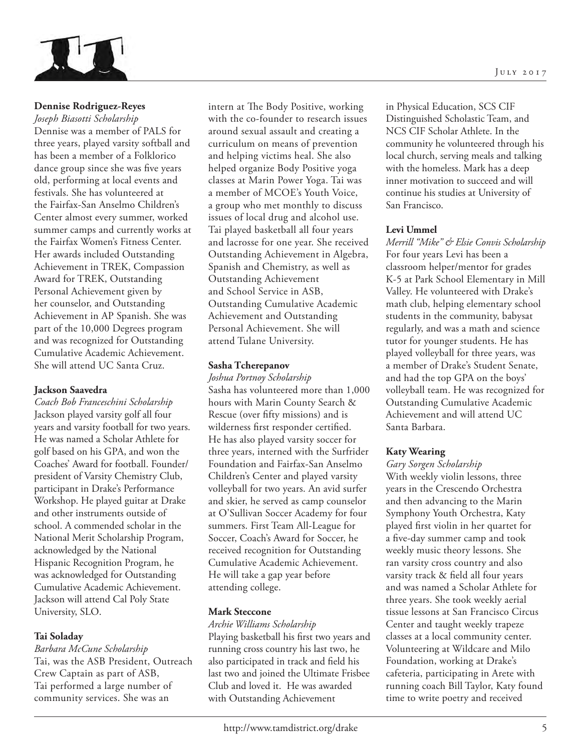**Dennise Rodriguez-Reyes**

*Joseph Biasotti Scholarship*

Dennise was a member of PALS for three years, played varsity softball and has been a member of a Folklorico dance group since she was five years old, performing at local events and festivals. She has volunteered at the Fairfax-San Anselmo Children's Center almost every summer, worked summer camps and currently works at the Fairfax Women's Fitness Center. Her awards included Outstanding Achievement in TREK, Compassion Award for TREK, Outstanding Personal Achievement given by her counselor, and Outstanding Achievement in AP Spanish. She was part of the 10,000 Degrees program and was recognized for Outstanding Cumulative Academic Achievement. She will attend UC Santa Cruz.

**Jackson Saavedra**

*Coach Bob Franceschini Scholarship*

Jackson played varsity golf all four years and varsity football for two years. He was named a Scholar Athlete for golf based on his GPA, and won the Coaches' Award for football. Founder/president of Varsity Chemistry Club, participant in Drake's Performance Workshop. He played guitar at Drake and other instruments outside of school. A commended scholar in the National Merit Scholarship Program, acknowledged by the National Hispanic Recognition Program, he was acknowledged for Outstanding Cumulative Academic Achievement. Jackson will attend Cal Poly State University, SLO.

**Tai Soladay**

*Barbara McCune Scholarship*

Tai, was the ASB President, Outreach Crew Captain as part of ASB, Tai performed a large number of community services. She was an intern at The Body Positive, working with the co-founder to research issues around sexual assault and creating a curriculum on means of prevention and helping victims heal. She also helped organize Body Positive yoga classes at Marin Power Yoga. Tai was a member of MCOE's Youth Voice, a group who met monthly to discuss issues of local drug and alcohol use. Tai played basketball all four years and lacrosse for one year. She received Outstanding Achievement in Algebra, Spanish and Chemistry, as well as Outstanding Achievement and School Service in ASB, Outstanding Cumulative Academic Achievement and Outstanding Personal Achievement. She will attend Tulane University.

**Sasha Tcherepanov**

*Joshua Portnoy Scholarship*

Sasha has volunteered more than 1,000 hours with Marin County Search & Rescue (over fifty missions) and is wilderness first responder certified. He has also played varsity soccer for three years, interned with the Surfrider Foundation and Fairfax-San Anselmo Children's Center and played varsity volleyball for two years. An avid surfer and skier, he served as camp counselor at O'Sullivan Soccer Academy for four summers. First Team All-League for Soccer, Coach's Award for Soccer, he received recognition for Outstanding Cumulative Academic Achievement. He will take a gap year before attending college.

**Mark Steccone**

*Archie Williams Scholarship*

Playing basketball his first two years and running cross country his last two, he also participated in track and field his last two and joined the Ultimate Frisbee Club and loved it. He was awarded with Outstanding Achievement in Physical Education, SCS CIF Distinguished Scholastic Team, and NCS CIF Scholar Athlete. In the community he volunteered through his local church, serving meals and talking with the homeless. Mark has a deep inner motivation to succeed and will continue his studies at University of San Francisco.

**Levi Ummel**

*Merrill "Mike" & Elsie Convis Scholarship*

For four years Levi has been a classroom helper/mentor for grades K-5 at Park School Elementary in Mill Valley. He volunteered with Drake's math club, helping elementary school students in the community, babysat regularly, and was a math and science tutor for younger students. He has played volleyball for three years, was a member of Drake's Student Senate, and had the top GPA on the boys' volleyball team. He was recognized for Outstanding Cumulative Academic Achievement and will attend UC Santa Barbara.

**Katy Wearing**

*Gary Sorgen Scholarship*

With weekly violin lessons, three years in the Crescendo Orchestra and then advancing to the Marin Symphony Youth Orchestra, Katy played first violin in her quartet for a five-day summer camp and took weekly music theory lessons. She ran varsity cross country and also varsity track & field all four years and was named a Scholar Athlete for three years. She took weekly aerial tissue lessons at San Francisco Circus Center and taught weekly trapeze classes at a local community center. Volunteering at Wildcare and Milo Foundation, working at Drake's cafeteria, participating in Arete with running coach Bill Taylor, Katy found time to write poetry and received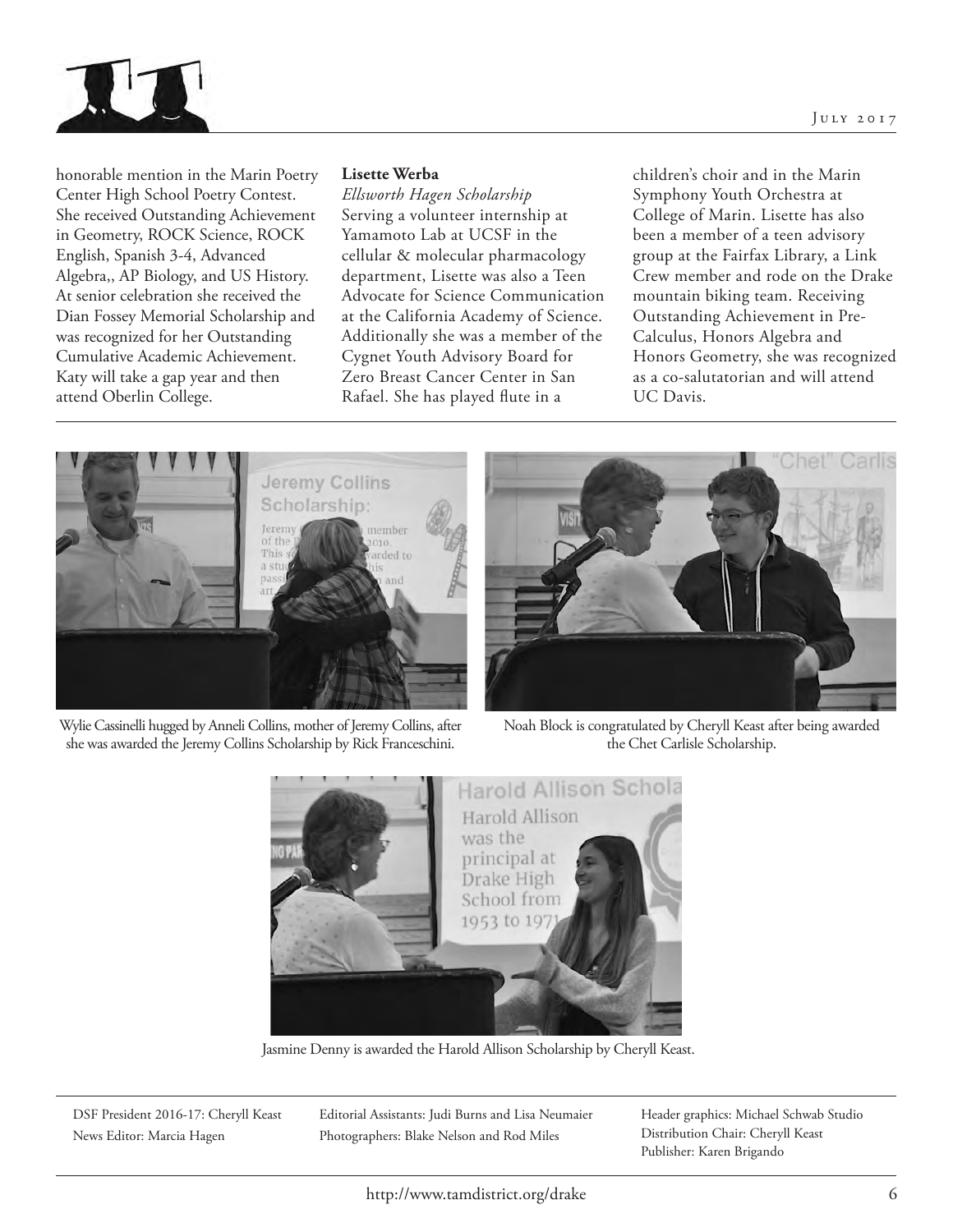honorable mention in the Marin Poetry Center High School Poetry Contest. She received Outstanding Achievement in Geometry, ROCK Science, ROCK English, Spanish 3-4, Advanced Algebra,, AP Biology, and US History. At senior celebration she received the Dian Fossey Memorial Scholarship and was recognized for her Outstanding Cumulative Academic Achievement. Katy will take a gap year and then attend Oberlin College.

**Lisette Werba**
*Ellsworth Hagen Scholarship*
Serving a volunteer internship at Yamamoto Lab at UCSF in the cellular & molecular pharmacology department, Lisette was also a Teen Advocate for Science Communication at the California Academy of Science. Additionally she was a member of the Cygnet Youth Advisory Board for Zero Breast Cancer Center in San Rafael. She has played flute in a children's choir and in the Marin Symphony Youth Orchestra at College of Marin. Lisette has also been a member of a teen advisory group at the Fairfax Library, a Link Crew member and rode on the Drake mountain biking team. Receiving Outstanding Achievement in Pre-Calculus, Honors Algebra and Honors Geometry, she was recognized as a co-salutatorian and will attend UC Davis.

Wylie Cassinelli hugged by Anneli Collins, mother of Jeremy Collins, after she was awarded the Jeremy Collins Scholarship by Rick Franceschini.

Noah Block is congratulated by Cheryll Keast after being awarded the Chet Carlisle Scholarship.

Jasmine Denny is awarded the Harold Allison Scholarship by Cheryll Keast.

DSF President 2016-17: Cheryll Keast
News Editor: Marcia Hagen

Editorial Assistants: Judi Burns and Lisa Neumaier
Photographers: Blake Nelson and Rod Miles

Header graphics: Michael Schwab Studio
Distribution Chair: Cheryll Keast
Publisher: Karen Brigando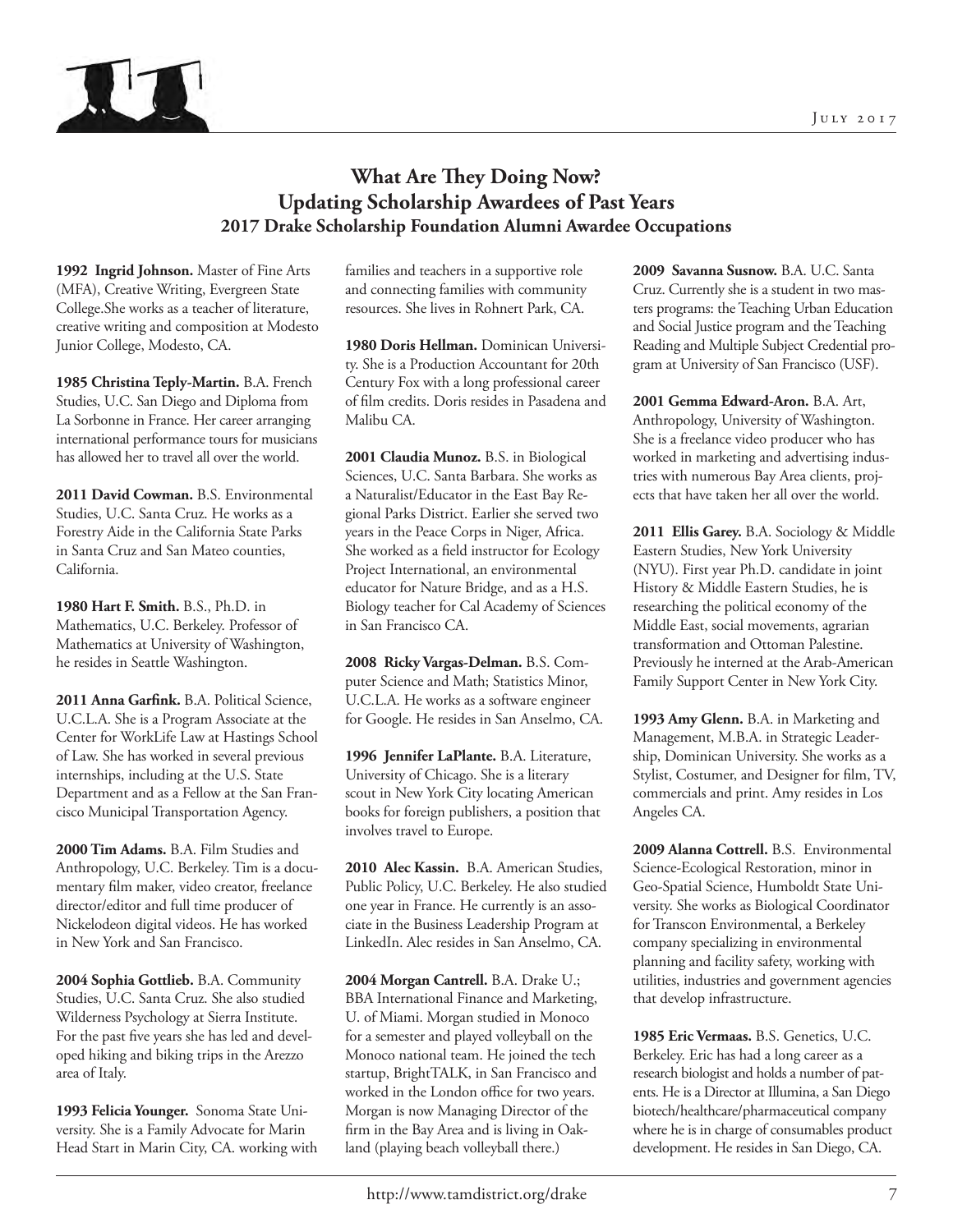## What Are They Doing Now?
## Updating Scholarship Awardees of Past Years
### 2017 Drake Scholarship Foundation Alumni Awardee Occupations

**1992 Ingrid Johnson.** Master of Fine Arts (MFA), Creative Writing, Evergreen State College.She works as a teacher of literature, creative writing and composition at Modesto Junior College, Modesto, CA.

**1985 Christina Teply-Martin.** B.A. French Studies, U.C. San Diego and Diploma from La Sorbonne in France. Her career arranging international performance tours for musicians has allowed her to travel all over the world.

**2011 David Cowman.** B.S. Environmental Studies, U.C. Santa Cruz. He works as a Forestry Aide in the California State Parks in Santa Cruz and San Mateo counties, California.

**1980 Hart F. Smith.** B.S., Ph.D. in Mathematics, U.C. Berkeley. Professor of Mathematics at University of Washington, he resides in Seattle Washington.

**2011 Anna Garfink.** B.A. Political Science, U.C.L.A. She is a Program Associate at the Center for WorkLife Law at Hastings School of Law. She has worked in several previous internships, including at the U.S. State Department and as a Fellow at the San Francisco Municipal Transportation Agency.

**2000 Tim Adams.** B.A. Film Studies and Anthropology, U.C. Berkeley. Tim is a documentary film maker, video creator, freelance director/editor and full time producer of Nickelodeon digital videos. He has worked in New York and San Francisco.

**2004 Sophia Gottlieb.** B.A. Community Studies, U.C. Santa Cruz. She also studied Wilderness Psychology at Sierra Institute. For the past five years she has led and developed hiking and biking trips in the Arezzo area of Italy.

**1993 Felicia Younger.** Sonoma State University. She is a Family Advocate for Marin Head Start in Marin City, CA. working with families and teachers in a supportive role and connecting families with community resources. She lives in Rohnert Park, CA.

**1980 Doris Hellman.** Dominican University. She is a Production Accountant for 20th Century Fox with a long professional career of film credits. Doris resides in Pasadena and Malibu CA.

**2001 Claudia Munoz.** B.S. in Biological Sciences, U.C. Santa Barbara. She works as a Naturalist/Educator in the East Bay Regional Parks District. Earlier she served two years in the Peace Corps in Niger, Africa. She worked as a field instructor for Ecology Project International, an environmental educator for Nature Bridge, and as a H.S. Biology teacher for Cal Academy of Sciences in San Francisco CA.

**2008 Ricky Vargas-Delman.** B.S. Computer Science and Math; Statistics Minor, U.C.L.A. He works as a software engineer for Google. He resides in San Anselmo, CA.

**1996 Jennifer LaPlante.** B.A. Literature, University of Chicago. She is a literary scout in New York City locating American books for foreign publishers, a position that involves travel to Europe.

**2010 Alec Kassin.** B.A. American Studies, Public Policy, U.C. Berkeley. He also studied one year in France. He currently is an associate in the Business Leadership Program at LinkedIn. Alec resides in San Anselmo, CA.

**2004 Morgan Cantrell.** B.A. Drake U.; BBA International Finance and Marketing, U. of Miami. Morgan studied in Monoco for a semester and played volleyball on the Monoco national team. He joined the tech startup, BrightTALK, in San Francisco and worked in the London office for two years. Morgan is now Managing Director of the firm in the Bay Area and is living in Oakland (playing beach volleyball there.)

**2009 Savanna Susnow.** B.A. U.C. Santa Cruz. Currently she is a student in two masters programs: the Teaching Urban Education and Social Justice program and the Teaching Reading and Multiple Subject Credential program at University of San Francisco (USF).

**2001 Gemma Edward-Aron.** B.A. Art, Anthropology, University of Washington. She is a freelance video producer who has worked in marketing and advertising industries with numerous Bay Area clients, projects that have taken her all over the world.

**2011 Ellis Garey.** B.A. Sociology & Middle Eastern Studies, New York University (NYU). First year Ph.D. candidate in joint History & Middle Eastern Studies, he is researching the political economy of the Middle East, social movements, agrarian transformation and Ottoman Palestine. Previously he interned at the Arab-American Family Support Center in New York City.

**1993 Amy Glenn.** B.A. in Marketing and Management, M.B.A. in Strategic Leadership, Dominican University. She works as a Stylist, Costumer, and Designer for film, TV, commercials and print. Amy resides in Los Angeles CA.

**2009 Alanna Cottrell.** B.S. Environmental Science-Ecological Restoration, minor in Geo-Spatial Science, Humboldt State University. She works as Biological Coordinator for Transcon Environmental, a Berkeley company specializing in environmental planning and facility safety, working with utilities, industries and government agencies that develop infrastructure.

**1985 Eric Vermaas.** B.S. Genetics, U.C. Berkeley. Eric has had a long career as a research biologist and holds a number of patents. He is a Director at Illumina, a San Diego biotech/healthcare/pharmaceutical company where he is in charge of consumables product development. He resides in San Diego, CA.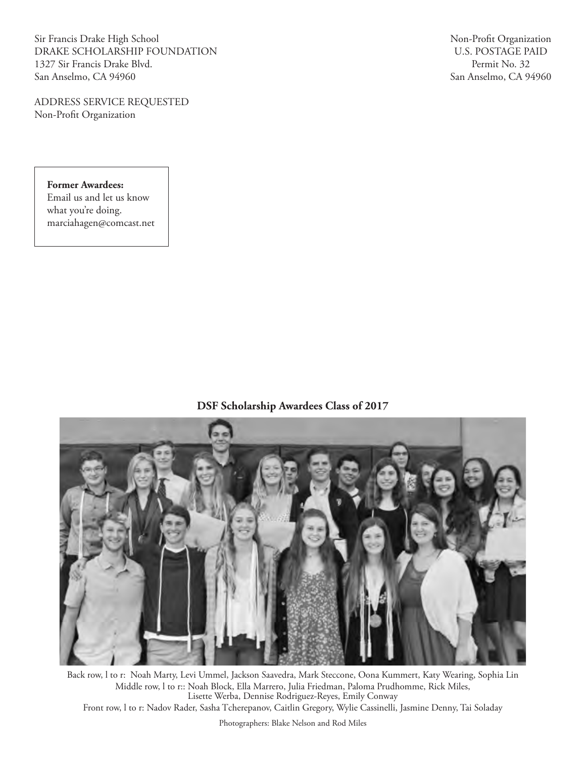Sir Francis Drake High School
DRAKE SCHOLARSHIP FOUNDATION
1327 Sir Francis Drake Blvd.
San Anselmo, CA 94960

Non-Profit Organization
U.S. POSTAGE PAID
Permit No. 32
San Anselmo, CA 94960

ADDRESS SERVICE REQUESTED
Non-Profit Organization

**Former Awardees:**
Email us and let us know what you're doing.
marciahagen@comcast.net

**DSF Scholarship Awardees Class of 2017**

Back row, l to r: Noah Marty, Levi Ummel, Jackson Saavedra, Mark Steccone, Oona Kummert, Katy Wearing, Sophia Lin
Middle row, l to r:: Noah Block, Ella Marrero, Julia Friedman, Paloma Prudhomme, Rick Miles, Lisette Werba, Dennise Rodriguez-Reyes, Emily Conway
Front row, l to r: Nadov Rader, Sasha Tcherepanov, Caitlin Gregory, Wylie Cassinelli, Jasmine Denny, Tai Soladay

Photographers: Blake Nelson and Rod Miles